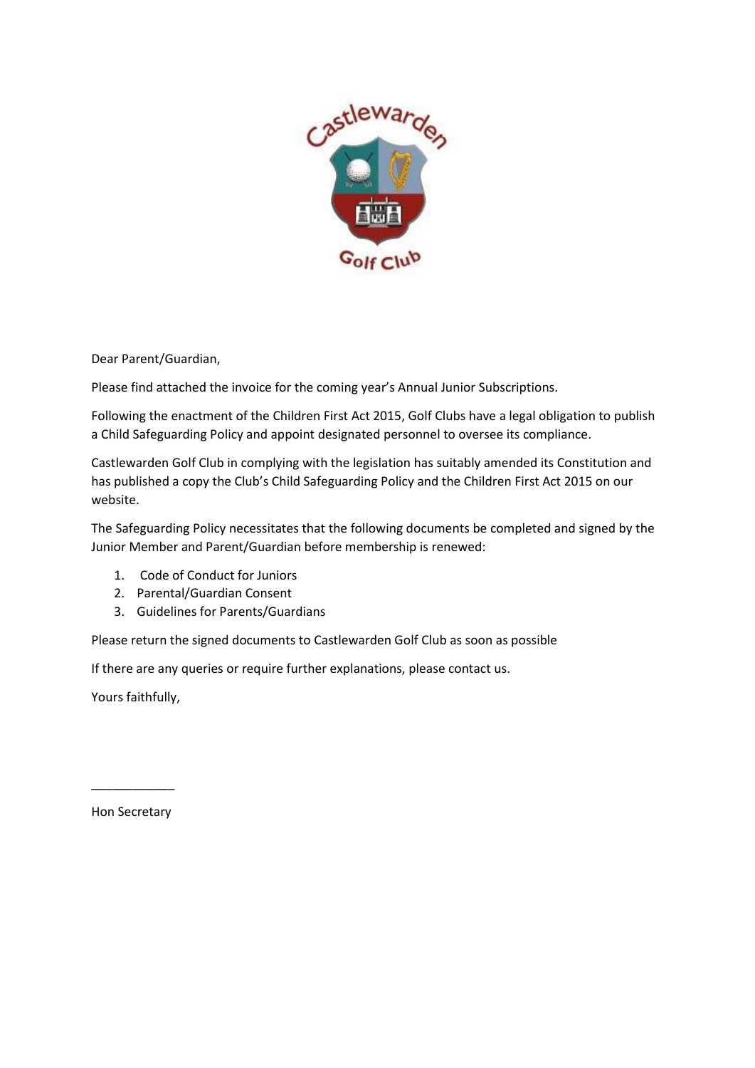Dear Parent/Guardian,

Please find attached the invoice for the coming year's Annual Junior Subscriptions.

Following the enactment of the Children First Act 2015, Golf Clubs have a legal obligation to publish a Child Safeguarding Policy and appoint designated personnel to oversee its compliance.

Castlewarden Golf Club in complying with the legislation has suitably amended its Constitution and has published a copy the Club's Child Safeguarding Policy and the Children First Act 2015 on our website.

The Safeguarding Policy necessitates that the following documents be completed and signed by the Junior Member and Parent/Guardian before membership is renewed:

1. Code of Conduct for Juniors
2. Parental/Guardian Consent
3. Guidelines for Parents/Guardians

Please return the signed documents to Castlewarden Golf Club as soon as possible

If there are any queries or require further explanations, please contact us.

Yours faithfully,

\_\_\_\_\_\_\_\_\_\_\_\_

Hon Secretary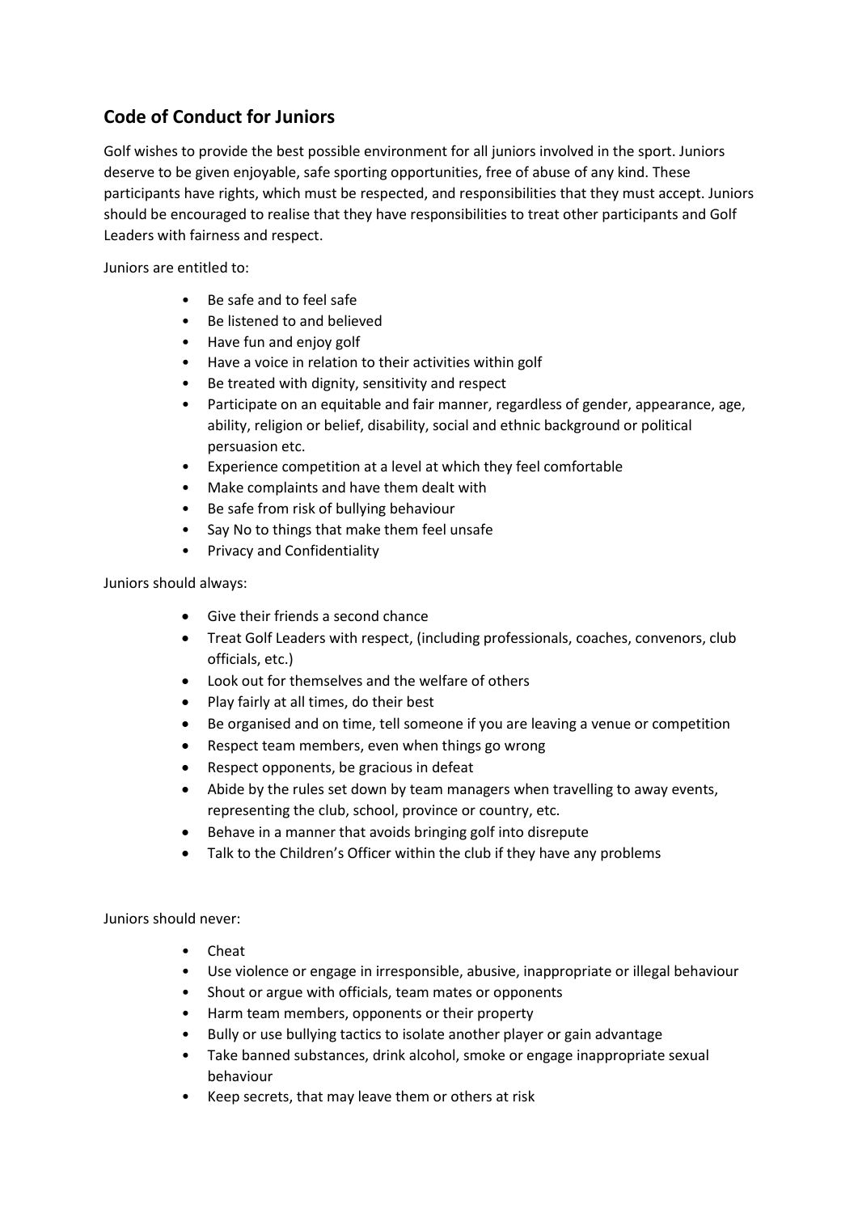## Code of Conduct for Juniors

Golf wishes to provide the best possible environment for all juniors involved in the sport. Juniors deserve to be given enjoyable, safe sporting opportunities, free of abuse of any kind. These participants have rights, which must be respected, and responsibilities that they must accept. Juniors should be encouraged to realise that they have responsibilities to treat other participants and Golf Leaders with fairness and respect.

Juniors are entitled to:

- Be safe and to feel safe
- Be listened to and believed
- Have fun and enjoy golf
- Have a voice in relation to their activities within golf
- Be treated with dignity, sensitivity and respect
- Participate on an equitable and fair manner, regardless of gender, appearance, age, ability, religion or belief, disability, social and ethnic background or political persuasion etc.
- Experience competition at a level at which they feel comfortable
- Make complaints and have them dealt with
- Be safe from risk of bullying behaviour
- Say No to things that make them feel unsafe
- Privacy and Confidentiality

Juniors should always:

- Give their friends a second chance
- Treat Golf Leaders with respect, (including professionals, coaches, convenors, club officials, etc.)
- Look out for themselves and the welfare of others
- Play fairly at all times, do their best
- Be organised and on time, tell someone if you are leaving a venue or competition
- Respect team members, even when things go wrong
- Respect opponents, be gracious in defeat
- Abide by the rules set down by team managers when travelling to away events, representing the club, school, province or country, etc.
- Behave in a manner that avoids bringing golf into disrepute
- Talk to the Children's Officer within the club if they have any problems

Juniors should never:

- Cheat
- Use violence or engage in irresponsible, abusive, inappropriate or illegal behaviour
- Shout or argue with officials, team mates or opponents
- Harm team members, opponents or their property
- Bully or use bullying tactics to isolate another player or gain advantage
- Take banned substances, drink alcohol, smoke or engage inappropriate sexual behaviour
- Keep secrets, that may leave them or others at risk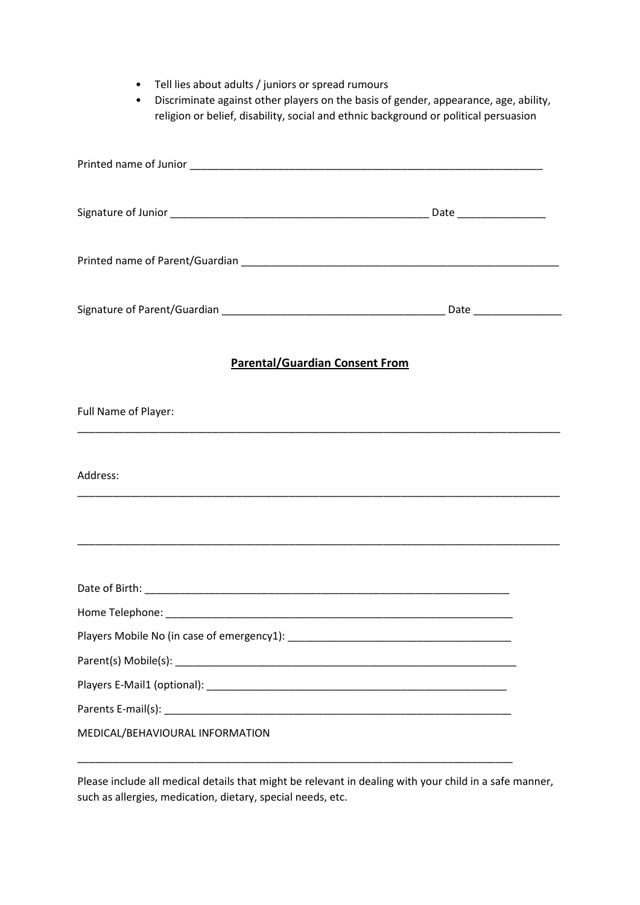- Tell lies about adults / juniors or spread rumours
- Discriminate against other players on the basis of gender, appearance, age, ability, religion or belief, disability, social and ethnic background or political persuasion

Printed name of Junior ______________________________________________________________

Signature of Junior ____________________________________________ Date _______________

Printed name of Parent/Guardian ________________________________________________________

Signature of Parent/Guardian ______________________________________ Date _______________

**<u>Parental/Guardian Consent From</u>**

Full Name of Player:

_____________________________________________________________________________________

Address:

_____________________________________________________________________________________

_____________________________________________________________________________________

Date of Birth: _______________________________________________________________

Home Telephone: ______________________________________________________________

Players Mobile No (in case of emergency1): ______________________________________

Parent(s) Mobile(s): ___________________________________________________________

Players E-Mail1 (optional): ____________________________________________________

Parents E-mail(s): _____________________________________________________________

MEDICAL/BEHAVIOURAL INFORMATION

_____________________________________________________________________________

Please include all medical details that might be relevant in dealing with your child in a safe manner, such as allergies, medication, dietary, special needs, etc.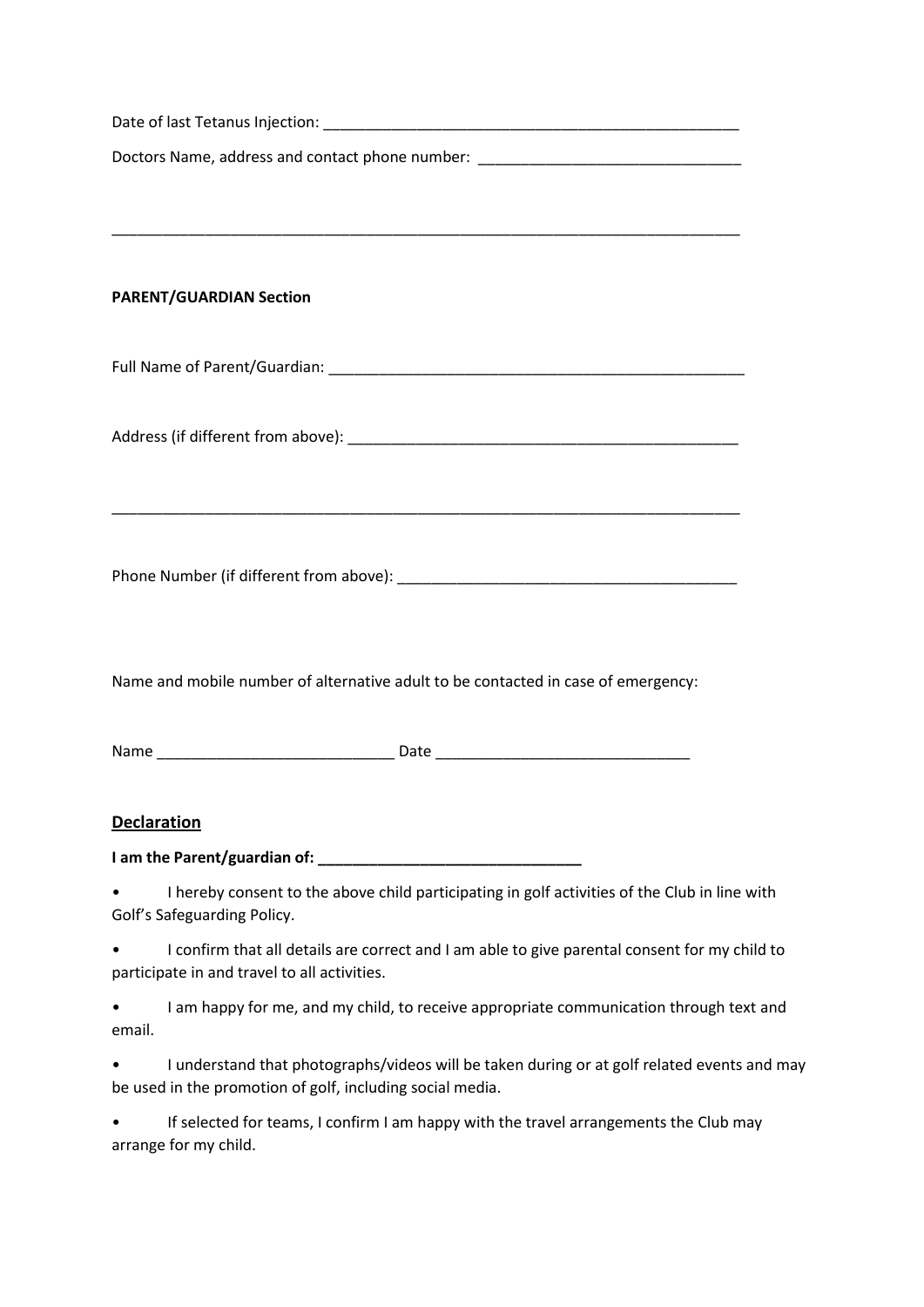Date of last Tetanus Injection: ___________________________________________________

Doctors Name, address and contact phone number: _______________________________

_____________________________________________________________________________

**PARENT/GUARDIAN Section**

Full Name of Parent/Guardian: ___________________________________________________

Address (if different from above): ________________________________________________

_____________________________________________________________________________

Phone Number (if different from above): ________________________________________

Name and mobile number of alternative adult to be contacted in case of emergency:

Name ____________________________ Date ______________________________

## <u>Declaration</u>

**I am the Parent/guardian of: _______________________________**

- I hereby consent to the above child participating in golf activities of the Club in line with Golf's Safeguarding Policy.
- I confirm that all details are correct and I am able to give parental consent for my child to participate in and travel to all activities.
- I am happy for me, and my child, to receive appropriate communication through text and email.
- I understand that photographs/videos will be taken during or at golf related events and may be used in the promotion of golf, including social media.
- If selected for teams, I confirm I am happy with the travel arrangements the Club may arrange for my child.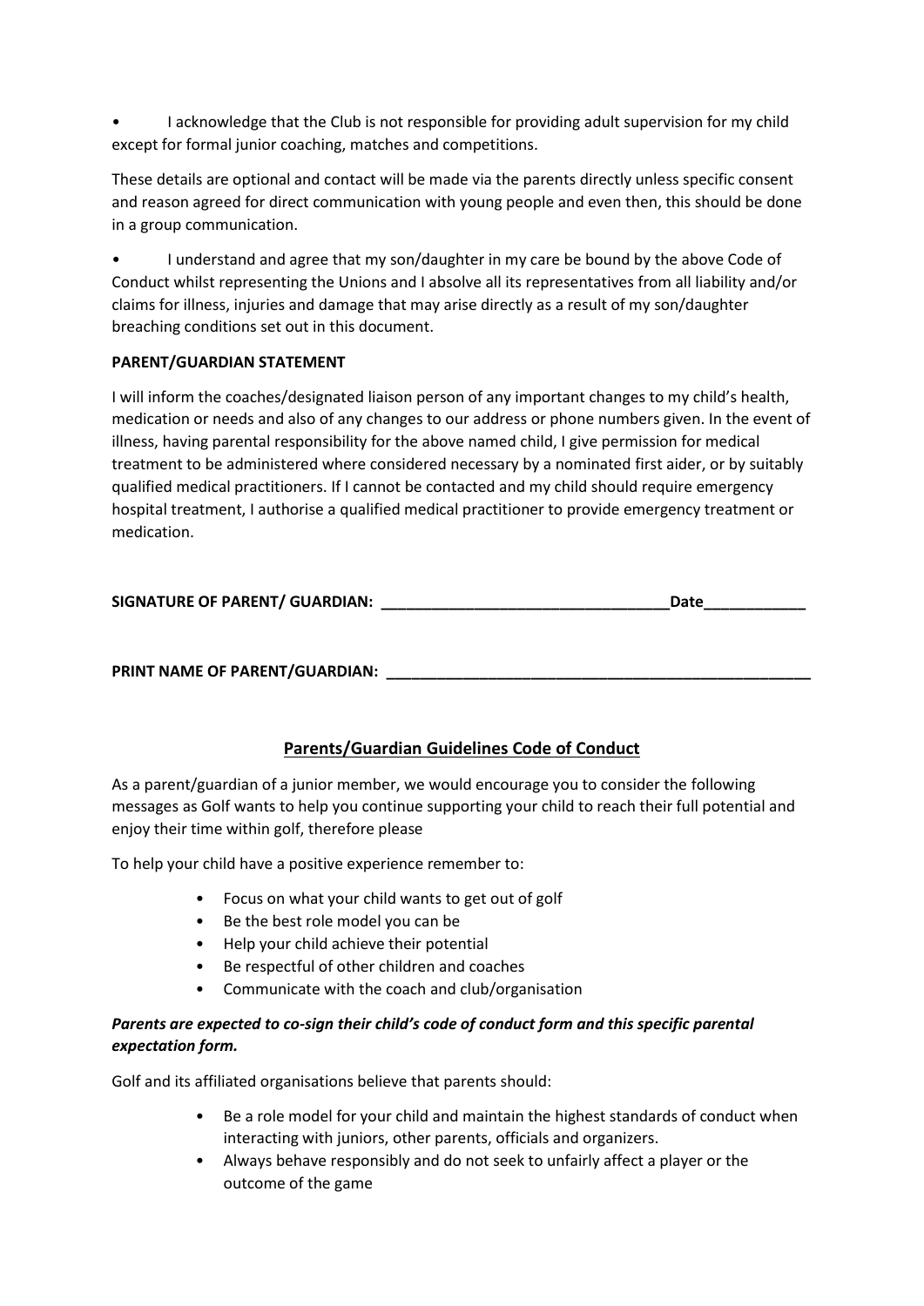- I acknowledge that the Club is not responsible for providing adult supervision for my child except for formal junior coaching, matches and competitions.

These details are optional and contact will be made via the parents directly unless specific consent and reason agreed for direct communication with young people and even then, this should be done in a group communication.

- I understand and agree that my son/daughter in my care be bound by the above Code of Conduct whilst representing the Unions and I absolve all its representatives from all liability and/or claims for illness, injuries and damage that may arise directly as a result of my son/daughter breaching conditions set out in this document.

**PARENT/GUARDIAN STATEMENT**

I will inform the coaches/designated liaison person of any important changes to my child's health, medication or needs and also of any changes to our address or phone numbers given. In the event of illness, having parental responsibility for the above named child, I give permission for medical treatment to be administered where considered necessary by a nominated first aider, or by suitably qualified medical practitioners. If I cannot be contacted and my child should require emergency hospital treatment, I authorise a qualified medical practitioner to provide emergency treatment or medication.

**SIGNATURE OF PARENT/ GUARDIAN: _________________________________Date____________**

**PRINT NAME OF PARENT/GUARDIAN: ___________________________________________________**

## Parents/Guardian Guidelines Code of Conduct

As a parent/guardian of a junior member, we would encourage you to consider the following messages as Golf wants to help you continue supporting your child to reach their full potential and enjoy their time within golf, therefore please

To help your child have a positive experience remember to:

- Focus on what your child wants to get out of golf
- Be the best role model you can be
- Help your child achieve their potential
- Be respectful of other children and coaches
- Communicate with the coach and club/organisation

***Parents are expected to co-sign their child's code of conduct form and this specific parental expectation form.***

Golf and its affiliated organisations believe that parents should:

- Be a role model for your child and maintain the highest standards of conduct when interacting with juniors, other parents, officials and organizers.
- Always behave responsibly and do not seek to unfairly affect a player or the outcome of the game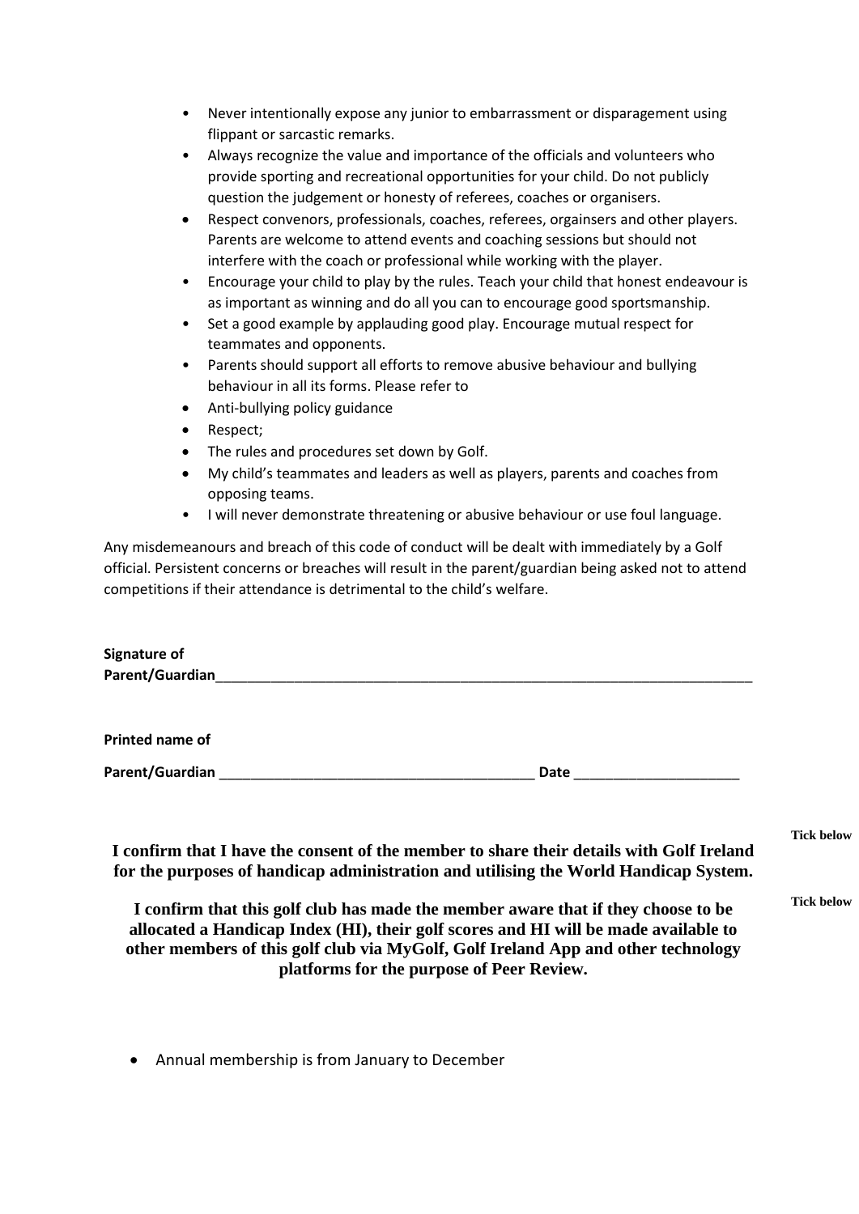- Never intentionally expose any junior to embarrassment or disparagement using flippant or sarcastic remarks.
- Always recognize the value and importance of the officials and volunteers who provide sporting and recreational opportunities for your child. Do not publicly question the judgement or honesty of referees, coaches or organisers.
- Respect convenors, professionals, coaches, referees, orgainsers and other players. Parents are welcome to attend events and coaching sessions but should not interfere with the coach or professional while working with the player.
- Encourage your child to play by the rules. Teach your child that honest endeavour is as important as winning and do all you can to encourage good sportsmanship.
- Set a good example by applauding good play. Encourage mutual respect for teammates and opponents.
- Parents should support all efforts to remove abusive behaviour and bullying behaviour in all its forms. Please refer to
- Anti-bullying policy guidance
- Respect;
- The rules and procedures set down by Golf.
- My child's teammates and leaders as well as players, parents and coaches from opposing teams.
- I will never demonstrate threatening or abusive behaviour or use foul language.

Any misdemeanours and breach of this code of conduct will be dealt with immediately by a Golf official. Persistent concerns or breaches will result in the parent/guardian being asked not to attend competitions if their attendance is detrimental to the child's welfare.

**Signature of Parent/Guardian**______________________________________________________________________

**Printed name of**

**Parent/Guardian** ________________________________________ **Date** _____________________

**I confirm that I have the consent of the member to share their details with Golf Ireland for the purposes of handicap administration and utilising the World Handicap System.** Tick below

**I confirm that this golf club has made the member aware that if they choose to be allocated a Handicap Index (HI), their golf scores and HI will be made available to other members of this golf club via MyGolf, Golf Ireland App and other technology platforms for the purpose of Peer Review.** Tick below

- Annual membership is from January to December